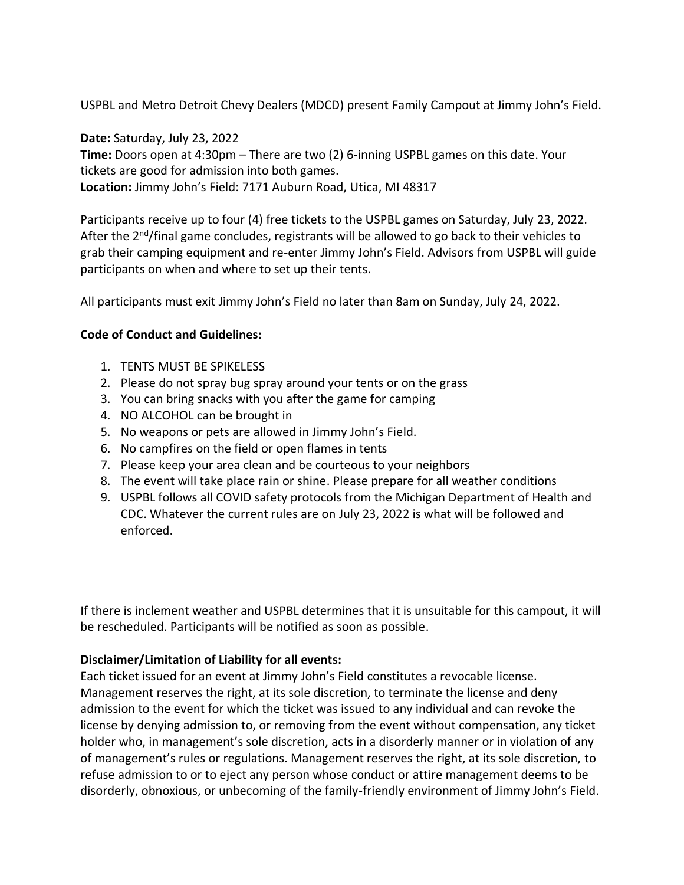USPBL and Metro Detroit Chevy Dealers (MDCD) present Family Campout at Jimmy John's Field.

**Date:** Saturday, July 23, 2022
**Time:** Doors open at 4:30pm – There are two (2) 6-inning USPBL games on this date. Your tickets are good for admission into both games.
**Location:** Jimmy John's Field: 7171 Auburn Road, Utica, MI 48317

Participants receive up to four (4) free tickets to the USPBL games on Saturday, July 23, 2022. After the 2nd/final game concludes, registrants will be allowed to go back to their vehicles to grab their camping equipment and re-enter Jimmy John's Field. Advisors from USPBL will guide participants on when and where to set up their tents.

All participants must exit Jimmy John's Field no later than 8am on Sunday, July 24, 2022.

**Code of Conduct and Guidelines:**

1. TENTS MUST BE SPIKELESS
2. Please do not spray bug spray around your tents or on the grass
3. You can bring snacks with you after the game for camping
4. NO ALCOHOL can be brought in
5. No weapons or pets are allowed in Jimmy John's Field.
6. No campfires on the field or open flames in tents
7. Please keep your area clean and be courteous to your neighbors
8. The event will take place rain or shine. Please prepare for all weather conditions
9. USPBL follows all COVID safety protocols from the Michigan Department of Health and CDC. Whatever the current rules are on July 23, 2022 is what will be followed and enforced.

If there is inclement weather and USPBL determines that it is unsuitable for this campout, it will be rescheduled. Participants will be notified as soon as possible.

**Disclaimer/Limitation of Liability for all events:**
Each ticket issued for an event at Jimmy John's Field constitutes a revocable license. Management reserves the right, at its sole discretion, to terminate the license and deny admission to the event for which the ticket was issued to any individual and can revoke the license by denying admission to, or removing from the event without compensation, any ticket holder who, in management's sole discretion, acts in a disorderly manner or in violation of any of management's rules or regulations. Management reserves the right, at its sole discretion, to refuse admission to or to eject any person whose conduct or attire management deems to be disorderly, obnoxious, or unbecoming of the family-friendly environment of Jimmy John's Field.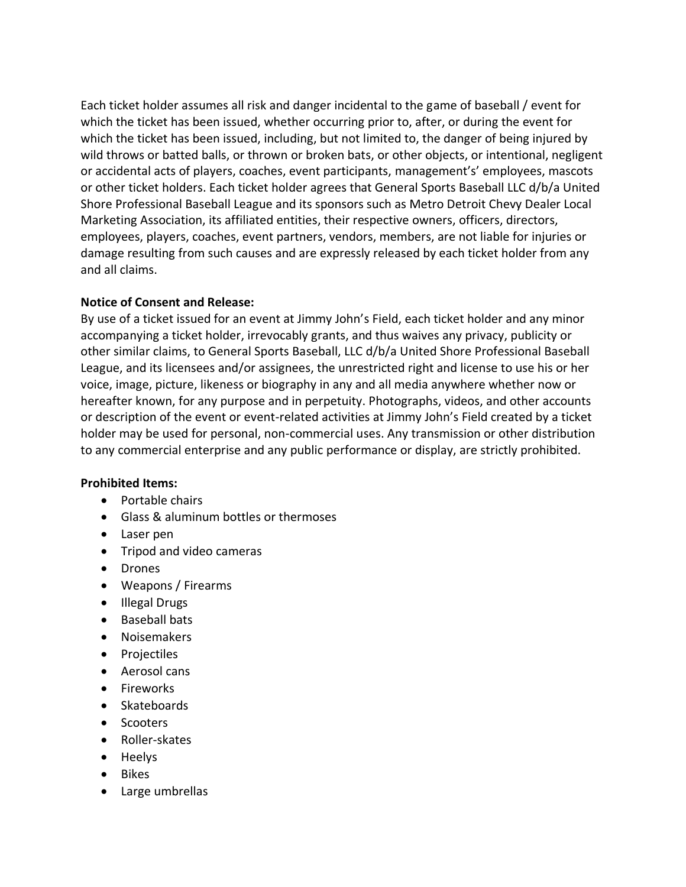Each ticket holder assumes all risk and danger incidental to the game of baseball / event for which the ticket has been issued, whether occurring prior to, after, or during the event for which the ticket has been issued, including, but not limited to, the danger of being injured by wild throws or batted balls, or thrown or broken bats, or other objects, or intentional, negligent or accidental acts of players, coaches, event participants, management's' employees, mascots or other ticket holders. Each ticket holder agrees that General Sports Baseball LLC d/b/a United Shore Professional Baseball League and its sponsors such as Metro Detroit Chevy Dealer Local Marketing Association, its affiliated entities, their respective owners, officers, directors, employees, players, coaches, event partners, vendors, members, are not liable for injuries or damage resulting from such causes and are expressly released by each ticket holder from any and all claims.

**Notice of Consent and Release:**
By use of a ticket issued for an event at Jimmy John's Field, each ticket holder and any minor accompanying a ticket holder, irrevocably grants, and thus waives any privacy, publicity or other similar claims, to General Sports Baseball, LLC d/b/a United Shore Professional Baseball League, and its licensees and/or assignees, the unrestricted right and license to use his or her voice, image, picture, likeness or biography in any and all media anywhere whether now or hereafter known, for any purpose and in perpetuity. Photographs, videos, and other accounts or description of the event or event-related activities at Jimmy John's Field created by a ticket holder may be used for personal, non-commercial uses. Any transmission or other distribution to any commercial enterprise and any public performance or display, are strictly prohibited.

**Prohibited Items:**

- Portable chairs
- Glass & aluminum bottles or thermoses
- Laser pen
- Tripod and video cameras
- Drones
- Weapons / Firearms
- Illegal Drugs
- Baseball bats
- Noisemakers
- Projectiles
- Aerosol cans
- Fireworks
- Skateboards
- Scooters
- Roller-skates
- Heelys
- Bikes
- Large umbrellas